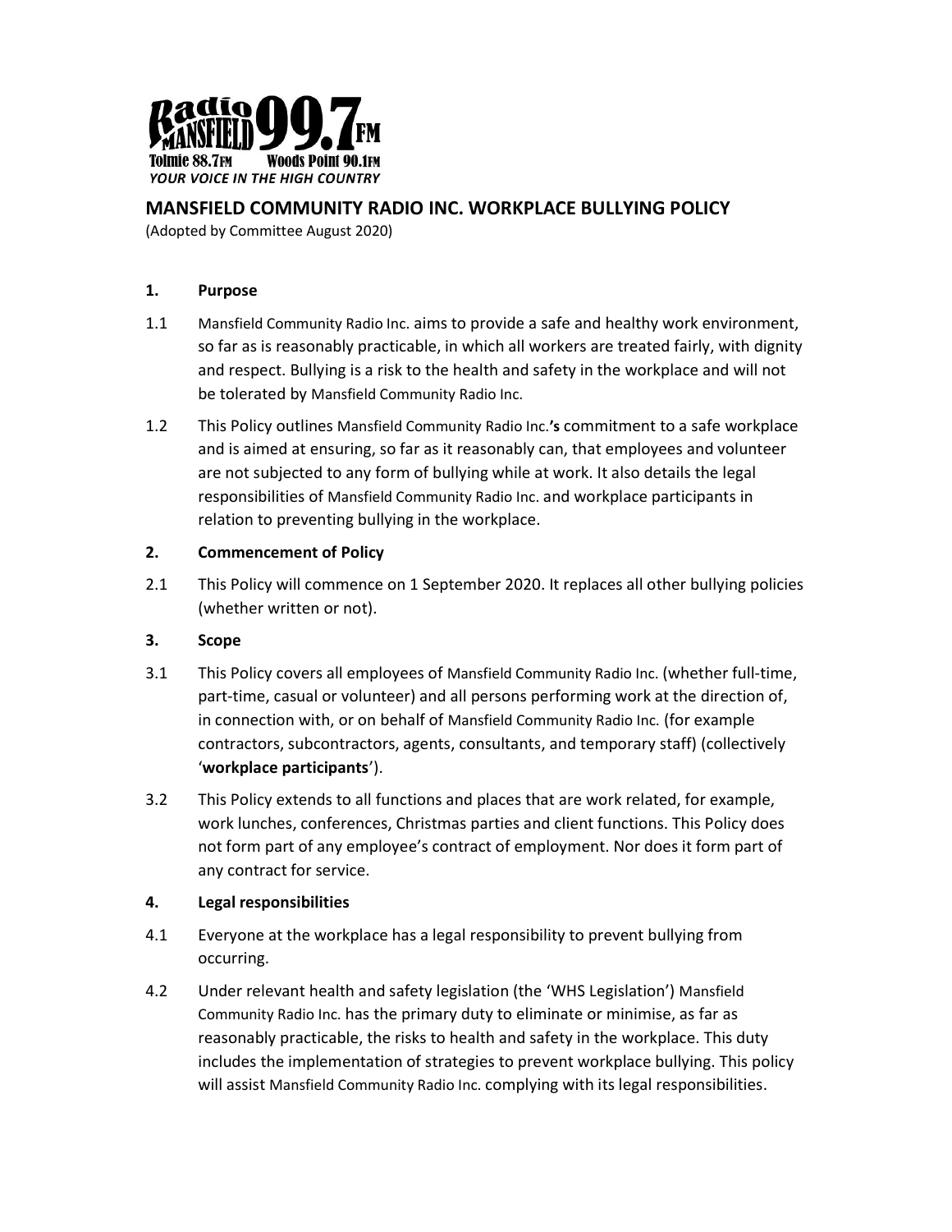Radio Mansfield 99.7FM
Tolmie 88.7FM Woods Point 90.1FM
*YOUR VOICE IN THE HIGH COUNTRY*

## MANSFIELD COMMUNITY RADIO INC. WORKPLACE BULLYING POLICY

(Adopted by Committee August 2020)

### 1. Purpose

1.1 Mansfield Community Radio Inc. aims to provide a safe and healthy work environment, so far as is reasonably practicable, in which all workers are treated fairly, with dignity and respect. Bullying is a risk to the health and safety in the workplace and will not be tolerated by Mansfield Community Radio Inc.

1.2 This Policy outlines Mansfield Community Radio Inc.**'s** commitment to a safe workplace and is aimed at ensuring, so far as it reasonably can, that employees and volunteer are not subjected to any form of bullying while at work. It also details the legal responsibilities of Mansfield Community Radio Inc. and workplace participants in relation to preventing bullying in the workplace.

### 2. Commencement of Policy

2.1 This Policy will commence on 1 September 2020. It replaces all other bullying policies (whether written or not).

### 3. Scope

3.1 This Policy covers all employees of Mansfield Community Radio Inc. (whether full-time, part-time, casual or volunteer) and all persons performing work at the direction of, in connection with, or on behalf of Mansfield Community Radio Inc. (for example contractors, subcontractors, agents, consultants, and temporary staff) (collectively '**workplace participants**').

3.2 This Policy extends to all functions and places that are work related, for example, work lunches, conferences, Christmas parties and client functions. This Policy does not form part of any employee's contract of employment. Nor does it form part of any contract for service.

### 4. Legal responsibilities

4.1 Everyone at the workplace has a legal responsibility to prevent bullying from occurring.

4.2 Under relevant health and safety legislation (the 'WHS Legislation') Mansfield Community Radio Inc. has the primary duty to eliminate or minimise, as far as reasonably practicable, the risks to health and safety in the workplace. This duty includes the implementation of strategies to prevent workplace bullying. This policy will assist Mansfield Community Radio Inc. complying with its legal responsibilities.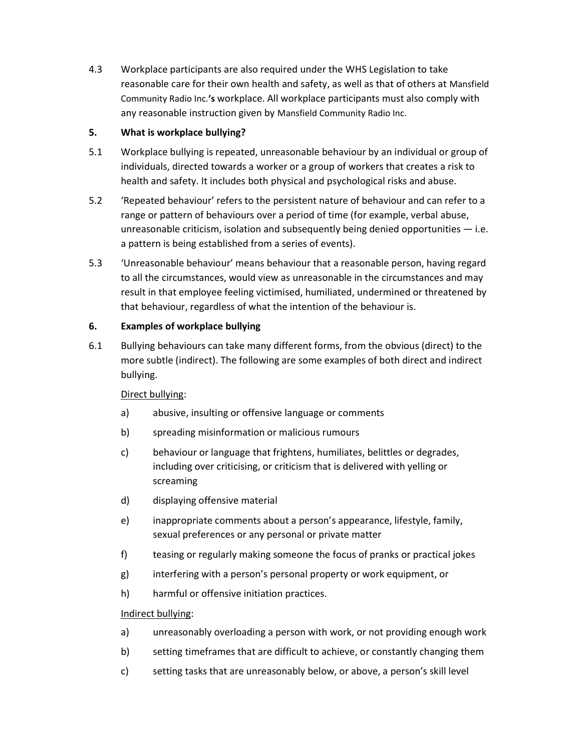4.3 Workplace participants are also required under the WHS Legislation to take reasonable care for their own health and safety, as well as that of others at Mansfield Community Radio Inc.**'s** workplace. All workplace participants must also comply with any reasonable instruction given by Mansfield Community Radio Inc.

## 5. What is workplace bullying?

5.1 Workplace bullying is repeated, unreasonable behaviour by an individual or group of individuals, directed towards a worker or a group of workers that creates a risk to health and safety. It includes both physical and psychological risks and abuse.

5.2 'Repeated behaviour' refers to the persistent nature of behaviour and can refer to a range or pattern of behaviours over a period of time (for example, verbal abuse, unreasonable criticism, isolation and subsequently being denied opportunities — i.e. a pattern is being established from a series of events).

5.3 'Unreasonable behaviour' means behaviour that a reasonable person, having regard to all the circumstances, would view as unreasonable in the circumstances and may result in that employee feeling victimised, humiliated, undermined or threatened by that behaviour, regardless of what the intention of the behaviour is.

## 6. Examples of workplace bullying

6.1 Bullying behaviours can take many different forms, from the obvious (direct) to the more subtle (indirect). The following are some examples of both direct and indirect bullying.

<u>Direct bullying</u>:

a) abusive, insulting or offensive language or comments

b) spreading misinformation or malicious rumours

c) behaviour or language that frightens, humiliates, belittles or degrades, including over criticising, or criticism that is delivered with yelling or screaming

d) displaying offensive material

e) inappropriate comments about a person's appearance, lifestyle, family, sexual preferences or any personal or private matter

f) teasing or regularly making someone the focus of pranks or practical jokes

g) interfering with a person's personal property or work equipment, or

h) harmful or offensive initiation practices.

<u>Indirect bullying</u>:

a) unreasonably overloading a person with work, or not providing enough work

b) setting timeframes that are difficult to achieve, or constantly changing them

c) setting tasks that are unreasonably below, or above, a person's skill level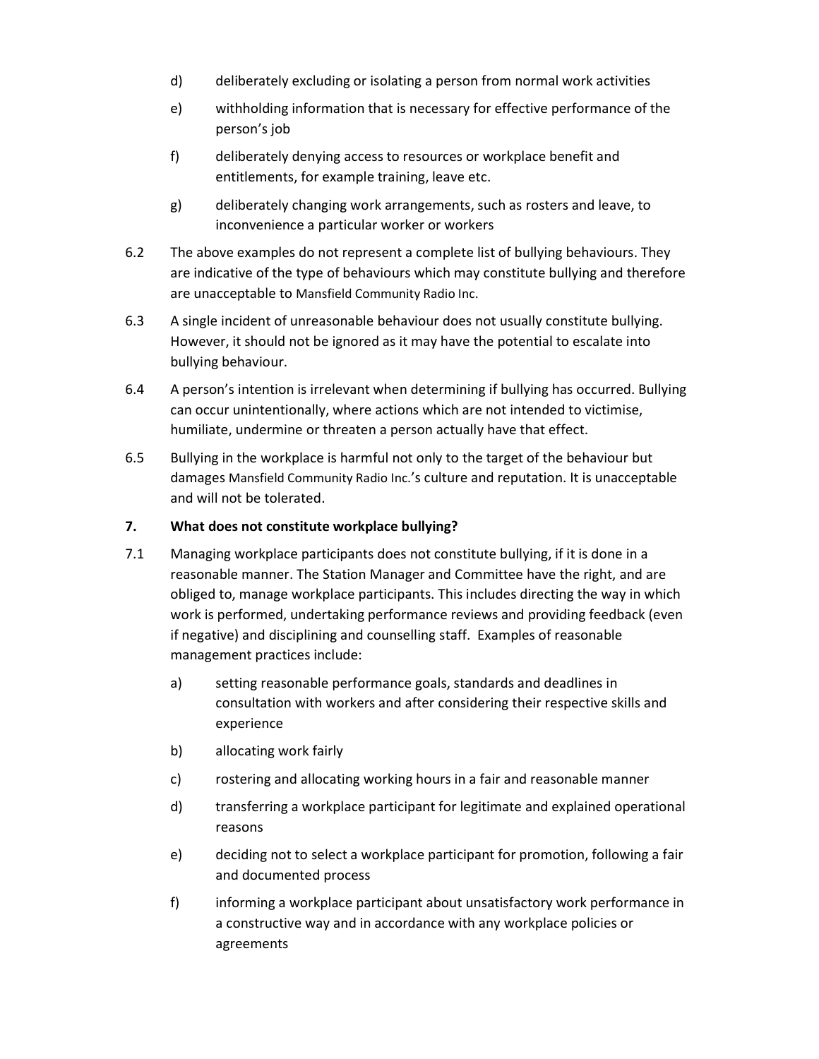d) deliberately excluding or isolating a person from normal work activities

e) withholding information that is necessary for effective performance of the person's job

f) deliberately denying access to resources or workplace benefit and entitlements, for example training, leave etc.

g) deliberately changing work arrangements, such as rosters and leave, to inconvenience a particular worker or workers

6.2 The above examples do not represent a complete list of bullying behaviours. They are indicative of the type of behaviours which may constitute bullying and therefore are unacceptable to Mansfield Community Radio Inc.

6.3 A single incident of unreasonable behaviour does not usually constitute bullying. However, it should not be ignored as it may have the potential to escalate into bullying behaviour.

6.4 A person's intention is irrelevant when determining if bullying has occurred. Bullying can occur unintentionally, where actions which are not intended to victimise, humiliate, undermine or threaten a person actually have that effect.

6.5 Bullying in the workplace is harmful not only to the target of the behaviour but damages Mansfield Community Radio Inc.'s culture and reputation. It is unacceptable and will not be tolerated.

## 7. What does not constitute workplace bullying?

7.1 Managing workplace participants does not constitute bullying, if it is done in a reasonable manner. The Station Manager and Committee have the right, and are obliged to, manage workplace participants. This includes directing the way in which work is performed, undertaking performance reviews and providing feedback (even if negative) and disciplining and counselling staff. Examples of reasonable management practices include:

a) setting reasonable performance goals, standards and deadlines in consultation with workers and after considering their respective skills and experience

b) allocating work fairly

c) rostering and allocating working hours in a fair and reasonable manner

d) transferring a workplace participant for legitimate and explained operational reasons

e) deciding not to select a workplace participant for promotion, following a fair and documented process

f) informing a workplace participant about unsatisfactory work performance in a constructive way and in accordance with any workplace policies or agreements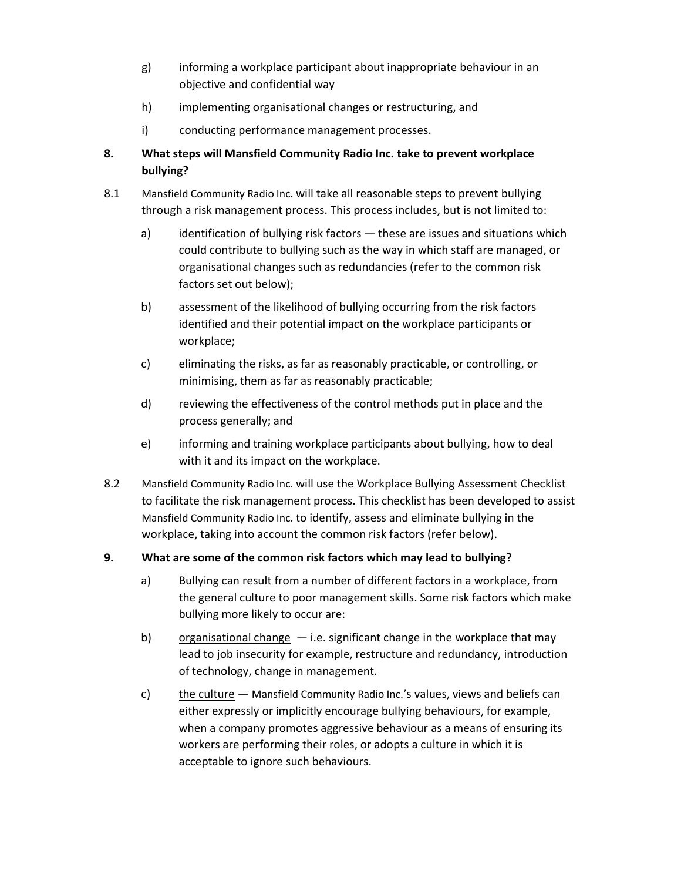g) informing a workplace participant about inappropriate behaviour in an objective and confidential way

h) implementing organisational changes or restructuring, and

i) conducting performance management processes.

## 8. What steps will Mansfield Community Radio Inc. take to prevent workplace bullying?

8.1 Mansfield Community Radio Inc. will take all reasonable steps to prevent bullying through a risk management process. This process includes, but is not limited to:

a) identification of bullying risk factors — these are issues and situations which could contribute to bullying such as the way in which staff are managed, or organisational changes such as redundancies (refer to the common risk factors set out below);

b) assessment of the likelihood of bullying occurring from the risk factors identified and their potential impact on the workplace participants or workplace;

c) eliminating the risks, as far as reasonably practicable, or controlling, or minimising, them as far as reasonably practicable;

d) reviewing the effectiveness of the control methods put in place and the process generally; and

e) informing and training workplace participants about bullying, how to deal with it and its impact on the workplace.

8.2 Mansfield Community Radio Inc. will use the Workplace Bullying Assessment Checklist to facilitate the risk management process. This checklist has been developed to assist Mansfield Community Radio Inc. to identify, assess and eliminate bullying in the workplace, taking into account the common risk factors (refer below).

## 9. What are some of the common risk factors which may lead to bullying?

a) Bullying can result from a number of different factors in a workplace, from the general culture to poor management skills. Some risk factors which make bullying more likely to occur are:

b) organisational change — i.e. significant change in the workplace that may lead to job insecurity for example, restructure and redundancy, introduction of technology, change in management.

c) the culture — Mansfield Community Radio Inc.'s values, views and beliefs can either expressly or implicitly encourage bullying behaviours, for example, when a company promotes aggressive behaviour as a means of ensuring its workers are performing their roles, or adopts a culture in which it is acceptable to ignore such behaviours.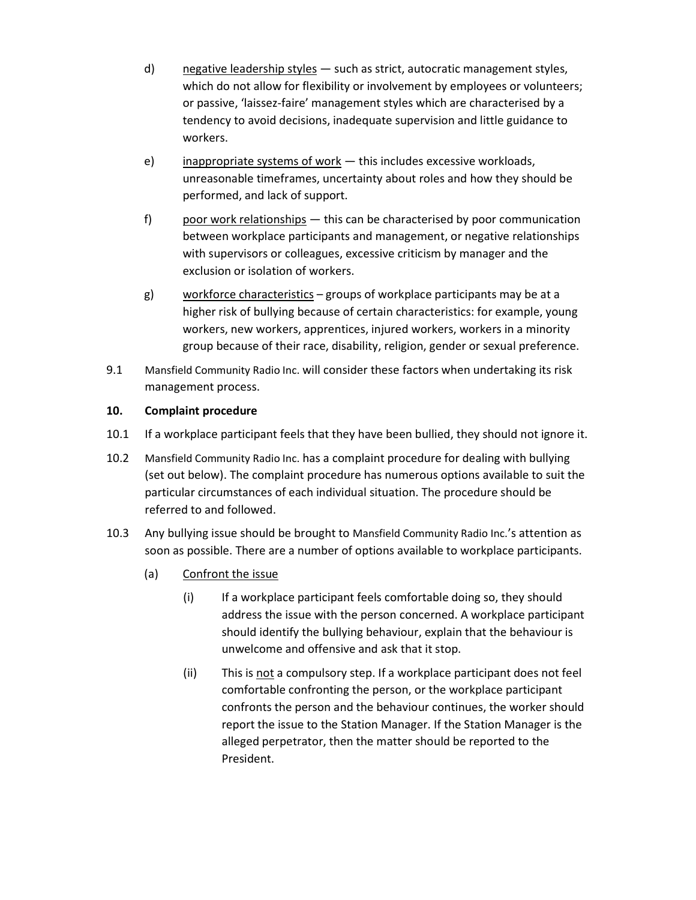d) <u>negative leadership styles</u> — such as strict, autocratic management styles, which do not allow for flexibility or involvement by employees or volunteers; or passive, 'laissez-faire' management styles which are characterised by a tendency to avoid decisions, inadequate supervision and little guidance to workers.

e) <u>inappropriate systems of work</u> — this includes excessive workloads, unreasonable timeframes, uncertainty about roles and how they should be performed, and lack of support.

f) <u>poor work relationships</u> — this can be characterised by poor communication between workplace participants and management, or negative relationships with supervisors or colleagues, excessive criticism by manager and the exclusion or isolation of workers.

g) <u>workforce characteristics</u> – groups of workplace participants may be at a higher risk of bullying because of certain characteristics: for example, young workers, new workers, apprentices, injured workers, workers in a minority group because of their race, disability, religion, gender or sexual preference.

9.1 Mansfield Community Radio Inc. will consider these factors when undertaking its risk management process.

**10. Complaint procedure**

10.1 If a workplace participant feels that they have been bullied, they should not ignore it.

10.2 Mansfield Community Radio Inc. has a complaint procedure for dealing with bullying (set out below). The complaint procedure has numerous options available to suit the particular circumstances of each individual situation. The procedure should be referred to and followed.

10.3 Any bullying issue should be brought to Mansfield Community Radio Inc.'s attention as soon as possible. There are a number of options available to workplace participants.

(a) <u>Confront the issue</u>

(i) If a workplace participant feels comfortable doing so, they should address the issue with the person concerned. A workplace participant should identify the bullying behaviour, explain that the behaviour is unwelcome and offensive and ask that it stop.

(ii) This is <u>not</u> a compulsory step. If a workplace participant does not feel comfortable confronting the person, or the workplace participant confronts the person and the behaviour continues, the worker should report the issue to the Station Manager. If the Station Manager is the alleged perpetrator, then the matter should be reported to the President.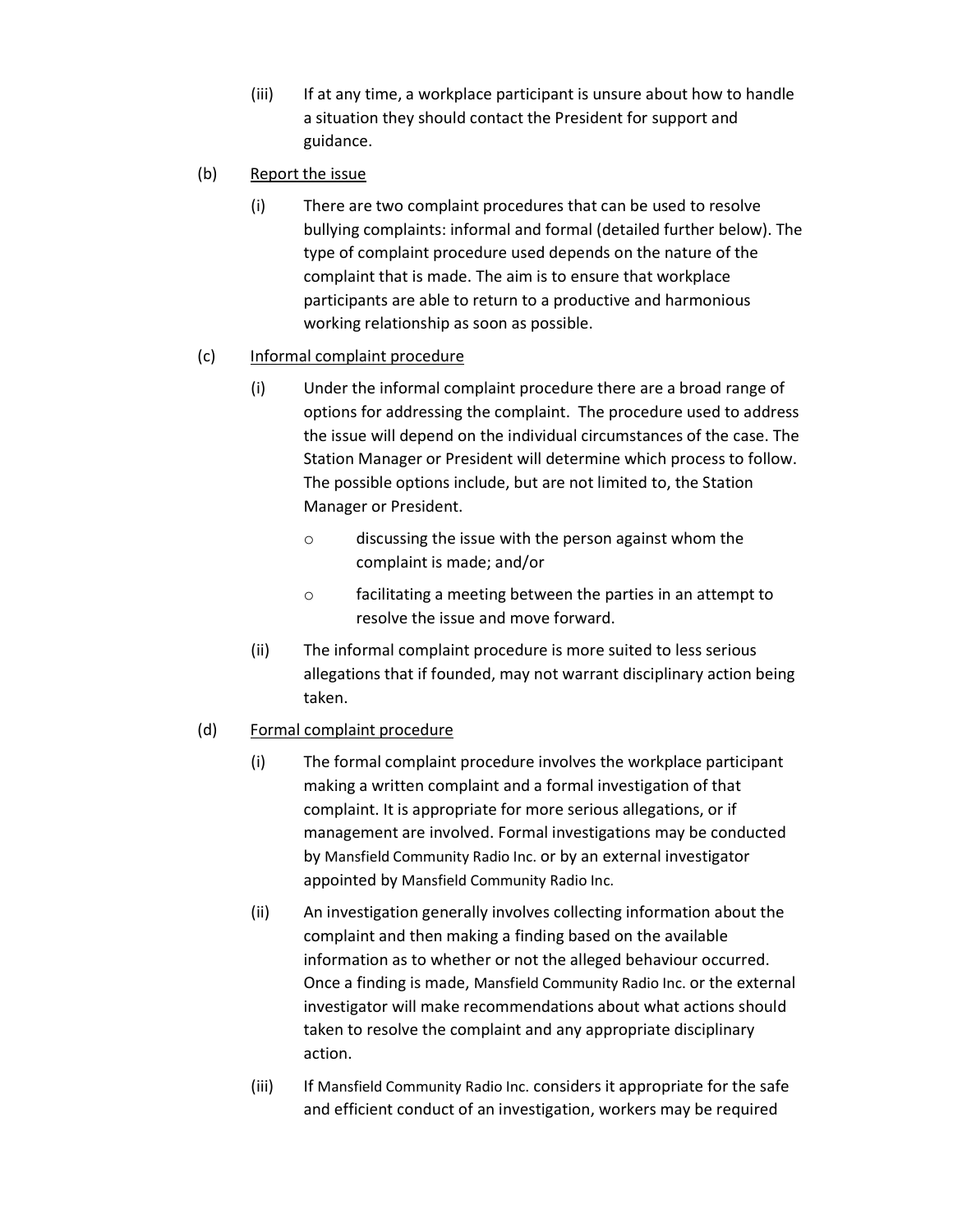(iii) If at any time, a workplace participant is unsure about how to handle a situation they should contact the President for support and guidance.

(b) <u>Report the issue</u>

(i) There are two complaint procedures that can be used to resolve bullying complaints: informal and formal (detailed further below). The type of complaint procedure used depends on the nature of the complaint that is made. The aim is to ensure that workplace participants are able to return to a productive and harmonious working relationship as soon as possible.

(c) <u>Informal complaint procedure</u>

(i) Under the informal complaint procedure there are a broad range of options for addressing the complaint. The procedure used to address the issue will depend on the individual circumstances of the case. The Station Manager or President will determine which process to follow. The possible options include, but are not limited to, the Station Manager or President.

- discussing the issue with the person against whom the complaint is made; and/or
- facilitating a meeting between the parties in an attempt to resolve the issue and move forward.

(ii) The informal complaint procedure is more suited to less serious allegations that if founded, may not warrant disciplinary action being taken.

(d) <u>Formal complaint procedure</u>

(i) The formal complaint procedure involves the workplace participant making a written complaint and a formal investigation of that complaint. It is appropriate for more serious allegations, or if management are involved. Formal investigations may be conducted by Mansfield Community Radio Inc. or by an external investigator appointed by Mansfield Community Radio Inc.

(ii) An investigation generally involves collecting information about the complaint and then making a finding based on the available information as to whether or not the alleged behaviour occurred. Once a finding is made, Mansfield Community Radio Inc. or the external investigator will make recommendations about what actions should taken to resolve the complaint and any appropriate disciplinary action.

(iii) If Mansfield Community Radio Inc. considers it appropriate for the safe and efficient conduct of an investigation, workers may be required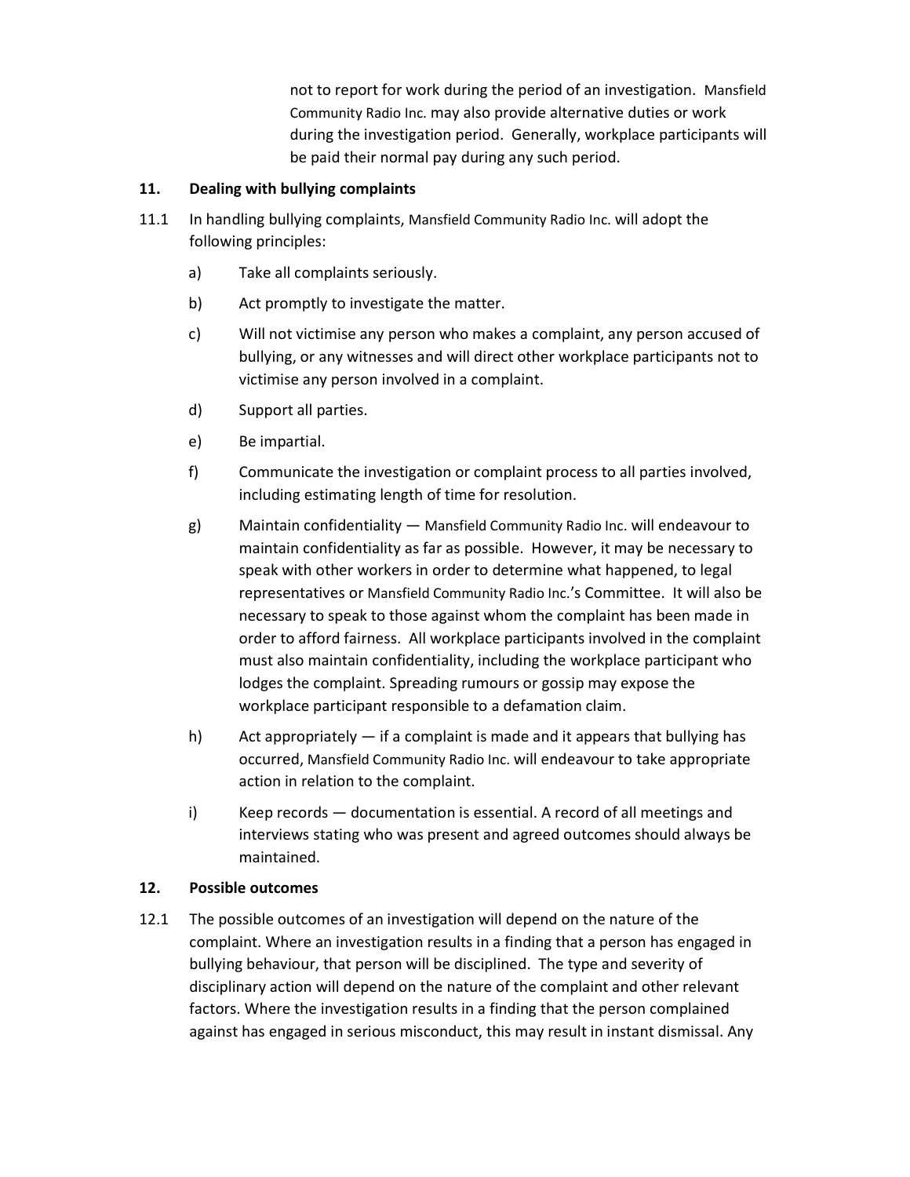not to report for work during the period of an investigation. Mansfield Community Radio Inc. may also provide alternative duties or work during the investigation period. Generally, workplace participants will be paid their normal pay during any such period.

## 11. Dealing with bullying complaints

11.1 In handling bullying complaints, Mansfield Community Radio Inc. will adopt the following principles:

a) Take all complaints seriously.

b) Act promptly to investigate the matter.

c) Will not victimise any person who makes a complaint, any person accused of bullying, or any witnesses and will direct other workplace participants not to victimise any person involved in a complaint.

d) Support all parties.

e) Be impartial.

f) Communicate the investigation or complaint process to all parties involved, including estimating length of time for resolution.

g) Maintain confidentiality — Mansfield Community Radio Inc. will endeavour to maintain confidentiality as far as possible. However, it may be necessary to speak with other workers in order to determine what happened, to legal representatives or Mansfield Community Radio Inc.'s Committee. It will also be necessary to speak to those against whom the complaint has been made in order to afford fairness. All workplace participants involved in the complaint must also maintain confidentiality, including the workplace participant who lodges the complaint. Spreading rumours or gossip may expose the workplace participant responsible to a defamation claim.

h) Act appropriately — if a complaint is made and it appears that bullying has occurred, Mansfield Community Radio Inc. will endeavour to take appropriate action in relation to the complaint.

i) Keep records — documentation is essential. A record of all meetings and interviews stating who was present and agreed outcomes should always be maintained.

## 12. Possible outcomes

12.1 The possible outcomes of an investigation will depend on the nature of the complaint. Where an investigation results in a finding that a person has engaged in bullying behaviour, that person will be disciplined. The type and severity of disciplinary action will depend on the nature of the complaint and other relevant factors. Where the investigation results in a finding that the person complained against has engaged in serious misconduct, this may result in instant dismissal. Any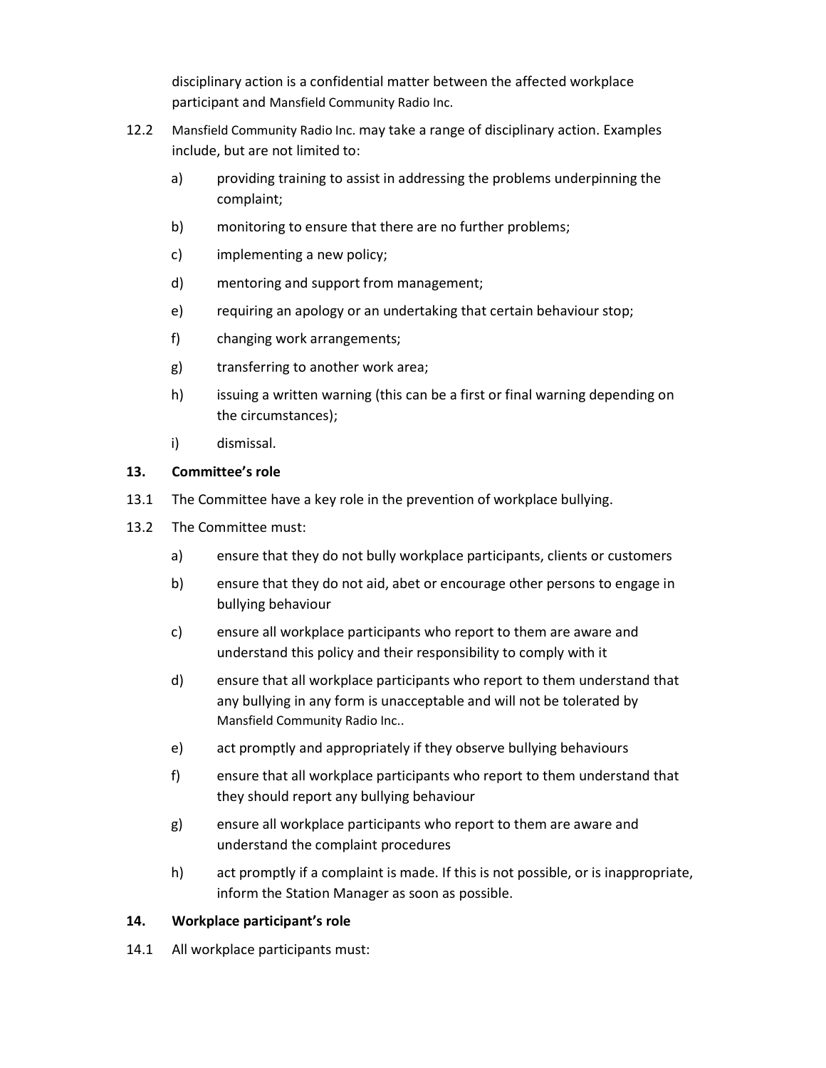disciplinary action is a confidential matter between the affected workplace participant and Mansfield Community Radio Inc.

12.2 Mansfield Community Radio Inc. may take a range of disciplinary action. Examples include, but are not limited to:

a) providing training to assist in addressing the problems underpinning the complaint;

b) monitoring to ensure that there are no further problems;

c) implementing a new policy;

d) mentoring and support from management;

e) requiring an apology or an undertaking that certain behaviour stop;

f) changing work arrangements;

g) transferring to another work area;

h) issuing a written warning (this can be a first or final warning depending on the circumstances);

i) dismissal.

## 13. Committee's role

13.1 The Committee have a key role in the prevention of workplace bullying.

13.2 The Committee must:

a) ensure that they do not bully workplace participants, clients or customers

b) ensure that they do not aid, abet or encourage other persons to engage in bullying behaviour

c) ensure all workplace participants who report to them are aware and understand this policy and their responsibility to comply with it

d) ensure that all workplace participants who report to them understand that any bullying in any form is unacceptable and will not be tolerated by Mansfield Community Radio Inc..

e) act promptly and appropriately if they observe bullying behaviours

f) ensure that all workplace participants who report to them understand that they should report any bullying behaviour

g) ensure all workplace participants who report to them are aware and understand the complaint procedures

h) act promptly if a complaint is made. If this is not possible, or is inappropriate, inform the Station Manager as soon as possible.

## 14. Workplace participant's role

14.1 All workplace participants must: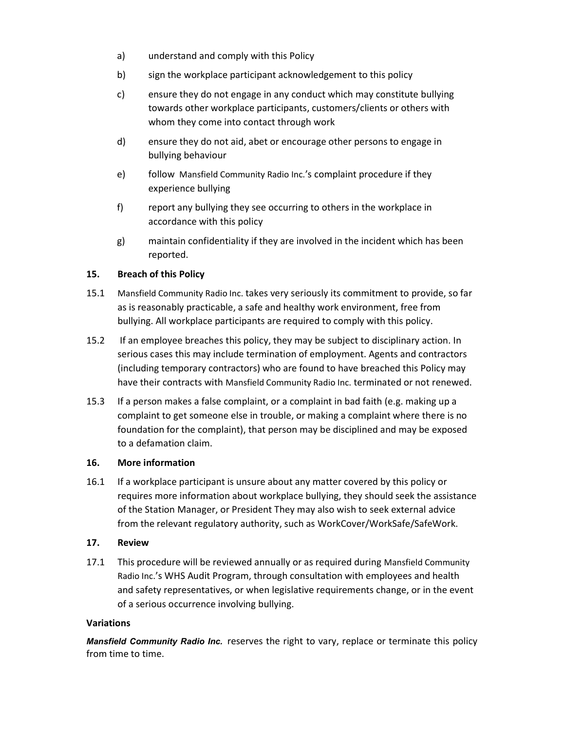a) understand and comply with this Policy

b) sign the workplace participant acknowledgement to this policy

c) ensure they do not engage in any conduct which may constitute bullying towards other workplace participants, customers/clients or others with whom they come into contact through work

d) ensure they do not aid, abet or encourage other persons to engage in bullying behaviour

e) follow Mansfield Community Radio Inc.'s complaint procedure if they experience bullying

f) report any bullying they see occurring to others in the workplace in accordance with this policy

g) maintain confidentiality if they are involved in the incident which has been reported.

## 15. Breach of this Policy

15.1 Mansfield Community Radio Inc. takes very seriously its commitment to provide, so far as is reasonably practicable, a safe and healthy work environment, free from bullying. All workplace participants are required to comply with this policy.

15.2 If an employee breaches this policy, they may be subject to disciplinary action. In serious cases this may include termination of employment. Agents and contractors (including temporary contractors) who are found to have breached this Policy may have their contracts with Mansfield Community Radio Inc. terminated or not renewed.

15.3 If a person makes a false complaint, or a complaint in bad faith (e.g. making up a complaint to get someone else in trouble, or making a complaint where there is no foundation for the complaint), that person may be disciplined and may be exposed to a defamation claim.

## 16. More information

16.1 If a workplace participant is unsure about any matter covered by this policy or requires more information about workplace bullying, they should seek the assistance of the Station Manager, or President They may also wish to seek external advice from the relevant regulatory authority, such as WorkCover/WorkSafe/SafeWork.

## 17. Review

17.1 This procedure will be reviewed annually or as required during Mansfield Community Radio Inc.'s WHS Audit Program, through consultation with employees and health and safety representatives, or when legislative requirements change, or in the event of a serious occurrence involving bullying.

## Variations

***Mansfield Community Radio Inc.*** reserves the right to vary, replace or terminate this policy from time to time.